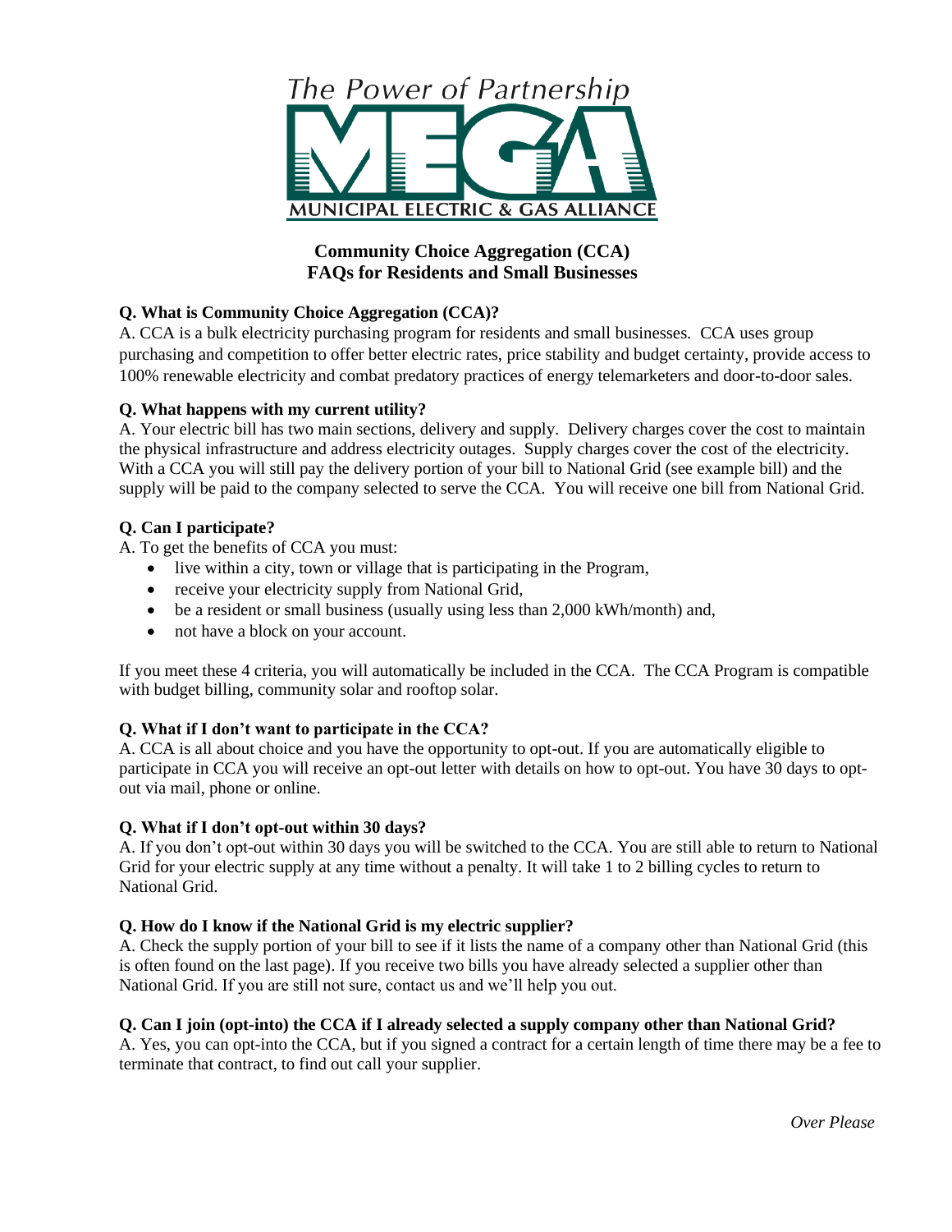The Power of Partnership

MEGA

MUNICIPAL ELECTRIC & GAS ALLIANCE

# Community Choice Aggregation (CCA) FAQs for Residents and Small Businesses

**Q. What is Community Choice Aggregation (CCA)?**

A. CCA is a bulk electricity purchasing program for residents and small businesses. CCA uses group purchasing and competition to offer better electric rates, price stability and budget certainty, provide access to 100% renewable electricity and combat predatory practices of energy telemarketers and door-to-door sales.

**Q. What happens with my current utility?**

A. Your electric bill has two main sections, delivery and supply. Delivery charges cover the cost to maintain the physical infrastructure and address electricity outages. Supply charges cover the cost of the electricity. With a CCA you will still pay the delivery portion of your bill to National Grid (see example bill) and the supply will be paid to the company selected to serve the CCA. You will receive one bill from National Grid.

**Q. Can I participate?**

A. To get the benefits of CCA you must:

- live within a city, town or village that is participating in the Program,
- receive your electricity supply from National Grid,
- be a resident or small business (usually using less than 2,000 kWh/month) and,
- not have a block on your account.

If you meet these 4 criteria, you will automatically be included in the CCA. The CCA Program is compatible with budget billing, community solar and rooftop solar.

**Q. What if I don't want to participate in the CCA?**

A. CCA is all about choice and you have the opportunity to opt-out. If you are automatically eligible to participate in CCA you will receive an opt-out letter with details on how to opt-out. You have 30 days to opt-out via mail, phone or online.

**Q. What if I don't opt-out within 30 days?**

A. If you don't opt-out within 30 days you will be switched to the CCA. You are still able to return to National Grid for your electric supply at any time without a penalty. It will take 1 to 2 billing cycles to return to National Grid.

**Q. How do I know if the National Grid is my electric supplier?**

A. Check the supply portion of your bill to see if it lists the name of a company other than National Grid (this is often found on the last page). If you receive two bills you have already selected a supplier other than National Grid. If you are still not sure, contact us and we'll help you out.

**Q. Can I join (opt-into) the CCA if I already selected a supply company other than National Grid?**

A. Yes, you can opt-into the CCA, but if you signed a contract for a certain length of time there may be a fee to terminate that contract, to find out call your supplier.

*Over Please*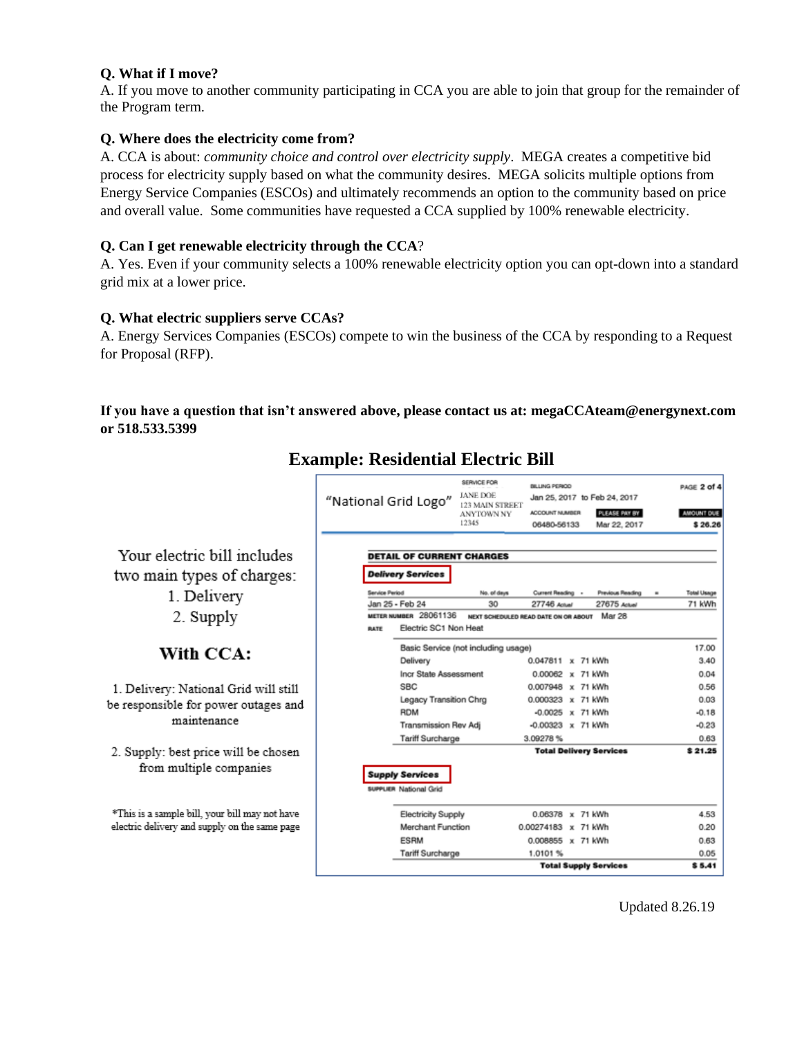**Q. What if I move?**
A. If you move to another community participating in CCA you are able to join that group for the remainder of the Program term.

**Q. Where does the electricity come from?**
A. CCA is about: *community choice and control over electricity supply*. MEGA creates a competitive bid process for electricity supply based on what the community desires. MEGA solicits multiple options from Energy Service Companies (ESCOs) and ultimately recommends an option to the community based on price and overall value. Some communities have requested a CCA supplied by 100% renewable electricity.

**Q. Can I get renewable electricity through the CCA?**
A. Yes. Even if your community selects a 100% renewable electricity option you can opt-down into a standard grid mix at a lower price.

**Q. What electric suppliers serve CCAs?**
A. Energy Services Companies (ESCOs) compete to win the business of the CCA by responding to a Request for Proposal (RFP).

**If you have a question that isn't answered above, please contact us at: megaCCAteam@energynext.com or 518.533.5399**

## Example: Residential Electric Bill

Your electric bill includes two main types of charges:
1. Delivery
2. Supply

### With CCA:

1. Delivery: National Grid will still be responsible for power outages and maintenance

2. Supply: best price will be chosen from multiple companies

*This is a sample bill, your bill may not have electric delivery and supply on the same page

"National Grid Logo"

SERVICE FOR: JANE DOE, 123 MAIN STREET, ANYTOWN NY 12345

BILLING PERIOD: Jan 25, 2017 to Feb 24, 2017

PAGE 2 of 4

ACCOUNT NUMBER: 06480-56133 | PLEASE PAY BY: Mar 22, 2017 | AMOUNT DUE: $ 26.26

**DETAIL OF CURRENT CHARGES**

***Delivery Services***

| Service Period | No. of days | Current Reading | - | Previous Reading | = | Total Usage |
|---|---|---|---|---|---|---|
| Jan 25 - Feb 24 | 30 | 27746 Actual | | 27675 Actual | | 71 kWh |

METER NUMBER 28061136 NEXT SCHEDULED READ DATE ON OR ABOUT Mar 28

RATE Electric SC1 Non Heat

| | | |
|---|---|---|
| Basic Service (not including usage) | | 17.00 |
| Delivery | 0.047811 x 71 kWh | 3.40 |
| Incr State Assessment | 0.00062 x 71 kWh | 0.04 |
| SBC | 0.007948 x 71 kWh | 0.56 |
| Legacy Transition Chrg | 0.000323 x 71 kWh | 0.03 |
| RDM | -0.0025 x 71 kWh | -0.18 |
| Transmission Rev Adj | -0.00323 x 71 kWh | -0.23 |
| Tariff Surcharge | 3.09278 % | 0.63 |
| | **Total Delivery Services** | **$ 21.25** |

***Supply Services***

SUPPLIER National Grid

| | | |
|---|---|---|
| Electricity Supply | 0.06378 x 71 kWh | 4.53 |
| Merchant Function | 0.00274183 x 71 kWh | 0.20 |
| ESRM | 0.008855 x 71 kWh | 0.63 |
| Tariff Surcharge | 1.0101 % | 0.05 |
| | **Total Supply Services** | **$ 5.41** |

Updated 8.26.19